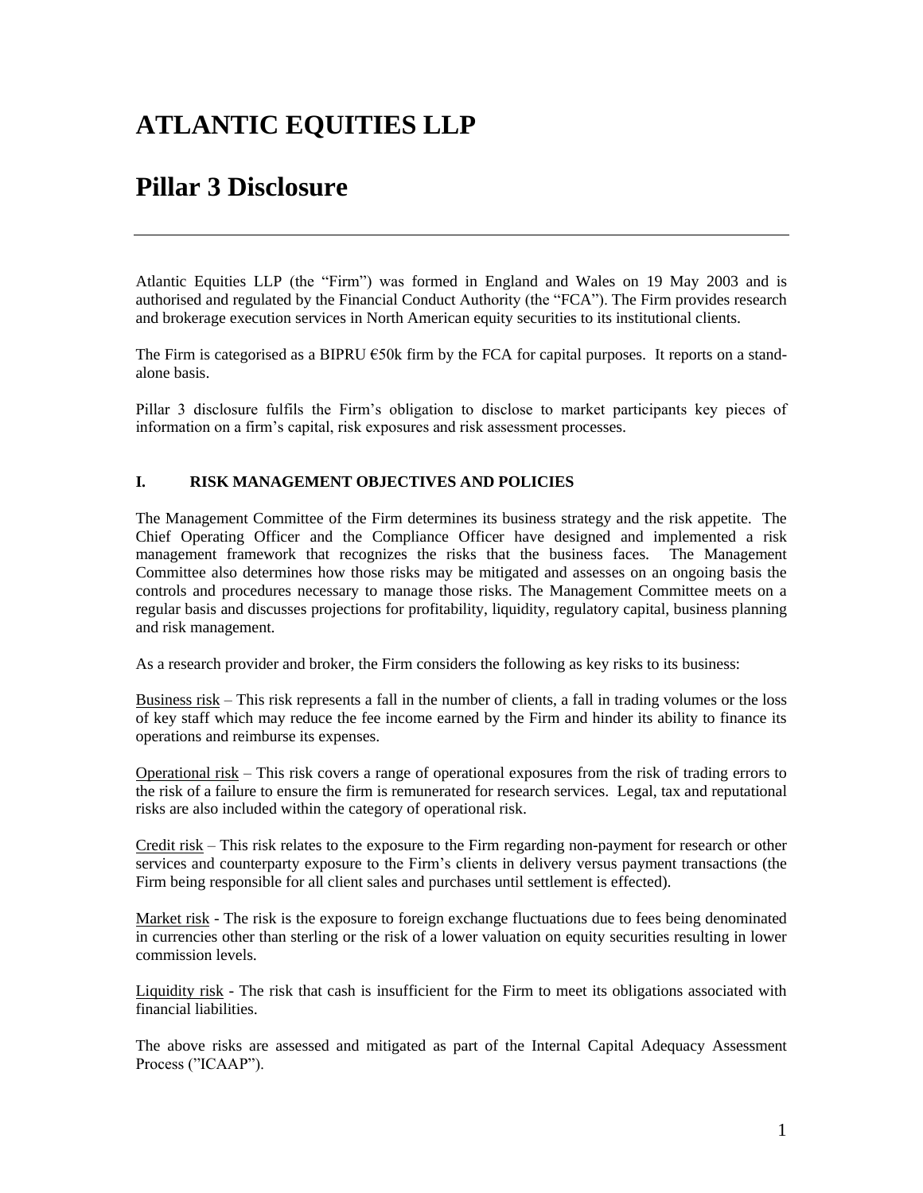# ATLANTIC EQUITIES LLP

# Pillar 3 Disclosure

Atlantic Equities LLP (the "Firm") was formed in England and Wales on 19 May 2003 and is authorised and regulated by the Financial Conduct Authority (the "FCA"). The Firm provides research and brokerage execution services in North American equity securities to its institutional clients.

The Firm is categorised as a BIPRU €50k firm by the FCA for capital purposes. It reports on a stand-alone basis.

Pillar 3 disclosure fulfils the Firm's obligation to disclose to market participants key pieces of information on a firm's capital, risk exposures and risk assessment processes.

## I. RISK MANAGEMENT OBJECTIVES AND POLICIES

The Management Committee of the Firm determines its business strategy and the risk appetite. The Chief Operating Officer and the Compliance Officer have designed and implemented a risk management framework that recognizes the risks that the business faces. The Management Committee also determines how those risks may be mitigated and assesses on an ongoing basis the controls and procedures necessary to manage those risks. The Management Committee meets on a regular basis and discusses projections for profitability, liquidity, regulatory capital, business planning and risk management.

As a research provider and broker, the Firm considers the following as key risks to its business:

Business risk – This risk represents a fall in the number of clients, a fall in trading volumes or the loss of key staff which may reduce the fee income earned by the Firm and hinder its ability to finance its operations and reimburse its expenses.

Operational risk – This risk covers a range of operational exposures from the risk of trading errors to the risk of a failure to ensure the firm is remunerated for research services. Legal, tax and reputational risks are also included within the category of operational risk.

Credit risk – This risk relates to the exposure to the Firm regarding non-payment for research or other services and counterparty exposure to the Firm's clients in delivery versus payment transactions (the Firm being responsible for all client sales and purchases until settlement is effected).

Market risk - The risk is the exposure to foreign exchange fluctuations due to fees being denominated in currencies other than sterling or the risk of a lower valuation on equity securities resulting in lower commission levels.

Liquidity risk - The risk that cash is insufficient for the Firm to meet its obligations associated with financial liabilities.

The above risks are assessed and mitigated as part of the Internal Capital Adequacy Assessment Process ("ICAAP").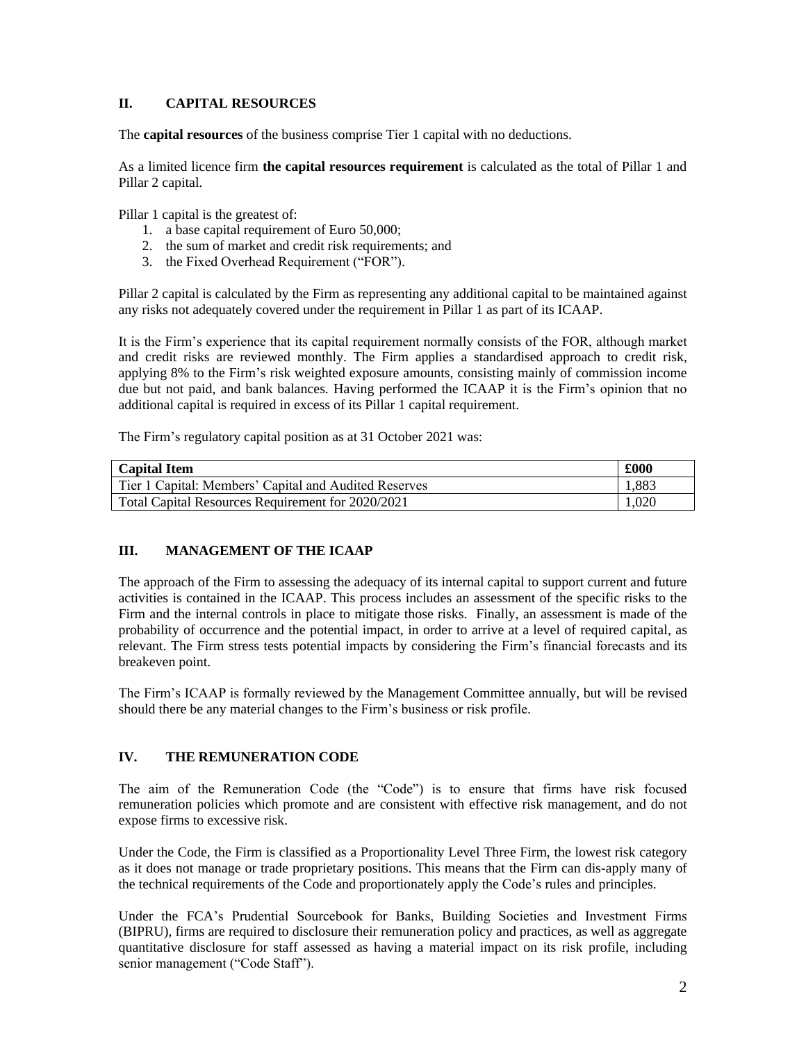## II. CAPITAL RESOURCES

The **capital resources** of the business comprise Tier 1 capital with no deductions.

As a limited licence firm **the capital resources requirement** is calculated as the total of Pillar 1 and Pillar 2 capital.

Pillar 1 capital is the greatest of:

1. a base capital requirement of Euro 50,000;
2. the sum of market and credit risk requirements; and
3. the Fixed Overhead Requirement ("FOR").

Pillar 2 capital is calculated by the Firm as representing any additional capital to be maintained against any risks not adequately covered under the requirement in Pillar 1 as part of its ICAAP.

It is the Firm's experience that its capital requirement normally consists of the FOR, although market and credit risks are reviewed monthly. The Firm applies a standardised approach to credit risk, applying 8% to the Firm's risk weighted exposure amounts, consisting mainly of commission income due but not paid, and bank balances. Having performed the ICAAP it is the Firm's opinion that no additional capital is required in excess of its Pillar 1 capital requirement.

The Firm's regulatory capital position as at 31 October 2021 was:

| Capital Item | £000 |
|---|---|
| Tier 1 Capital: Members' Capital and Audited Reserves | 1,883 |
| Total Capital Resources Requirement for 2020/2021 | 1,020 |

## III. MANAGEMENT OF THE ICAAP

The approach of the Firm to assessing the adequacy of its internal capital to support current and future activities is contained in the ICAAP. This process includes an assessment of the specific risks to the Firm and the internal controls in place to mitigate those risks. Finally, an assessment is made of the probability of occurrence and the potential impact, in order to arrive at a level of required capital, as relevant. The Firm stress tests potential impacts by considering the Firm's financial forecasts and its breakeven point.

The Firm's ICAAP is formally reviewed by the Management Committee annually, but will be revised should there be any material changes to the Firm's business or risk profile.

## IV. THE REMUNERATION CODE

The aim of the Remuneration Code (the "Code") is to ensure that firms have risk focused remuneration policies which promote and are consistent with effective risk management, and do not expose firms to excessive risk.

Under the Code, the Firm is classified as a Proportionality Level Three Firm, the lowest risk category as it does not manage or trade proprietary positions. This means that the Firm can dis-apply many of the technical requirements of the Code and proportionately apply the Code's rules and principles.

Under the FCA's Prudential Sourcebook for Banks, Building Societies and Investment Firms (BIPRU), firms are required to disclosure their remuneration policy and practices, as well as aggregate quantitative disclosure for staff assessed as having a material impact on its risk profile, including senior management ("Code Staff").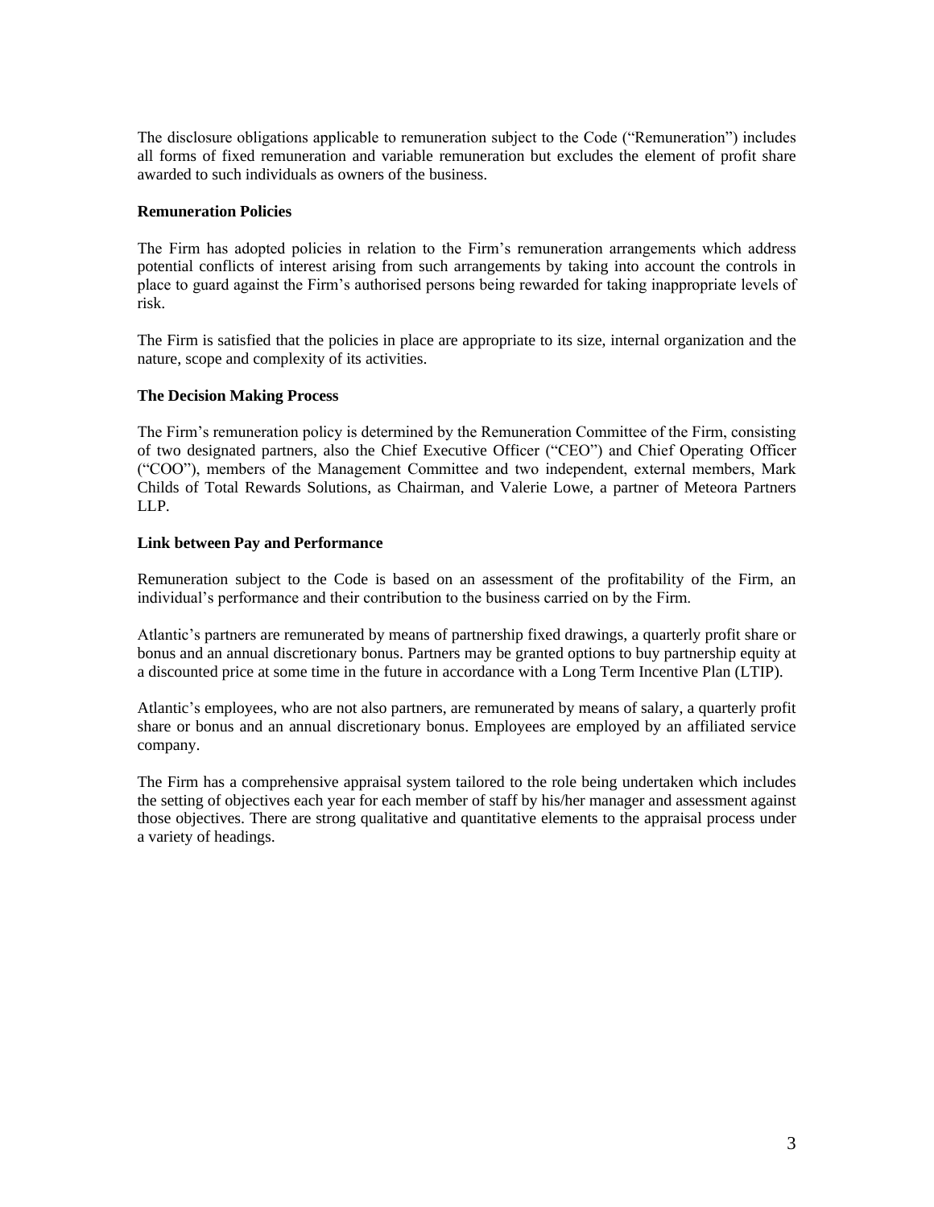The disclosure obligations applicable to remuneration subject to the Code ("Remuneration") includes all forms of fixed remuneration and variable remuneration but excludes the element of profit share awarded to such individuals as owners of the business.

**Remuneration Policies**

The Firm has adopted policies in relation to the Firm's remuneration arrangements which address potential conflicts of interest arising from such arrangements by taking into account the controls in place to guard against the Firm's authorised persons being rewarded for taking inappropriate levels of risk.

The Firm is satisfied that the policies in place are appropriate to its size, internal organization and the nature, scope and complexity of its activities.

**The Decision Making Process**

The Firm's remuneration policy is determined by the Remuneration Committee of the Firm, consisting of two designated partners, also the Chief Executive Officer ("CEO") and Chief Operating Officer ("COO"), members of the Management Committee and two independent, external members, Mark Childs of Total Rewards Solutions, as Chairman, and Valerie Lowe, a partner of Meteora Partners LLP.

**Link between Pay and Performance**

Remuneration subject to the Code is based on an assessment of the profitability of the Firm, an individual's performance and their contribution to the business carried on by the Firm.

Atlantic's partners are remunerated by means of partnership fixed drawings, a quarterly profit share or bonus and an annual discretionary bonus. Partners may be granted options to buy partnership equity at a discounted price at some time in the future in accordance with a Long Term Incentive Plan (LTIP).

Atlantic's employees, who are not also partners, are remunerated by means of salary, a quarterly profit share or bonus and an annual discretionary bonus. Employees are employed by an affiliated service company.

The Firm has a comprehensive appraisal system tailored to the role being undertaken which includes the setting of objectives each year for each member of staff by his/her manager and assessment against those objectives. There are strong qualitative and quantitative elements to the appraisal process under a variety of headings.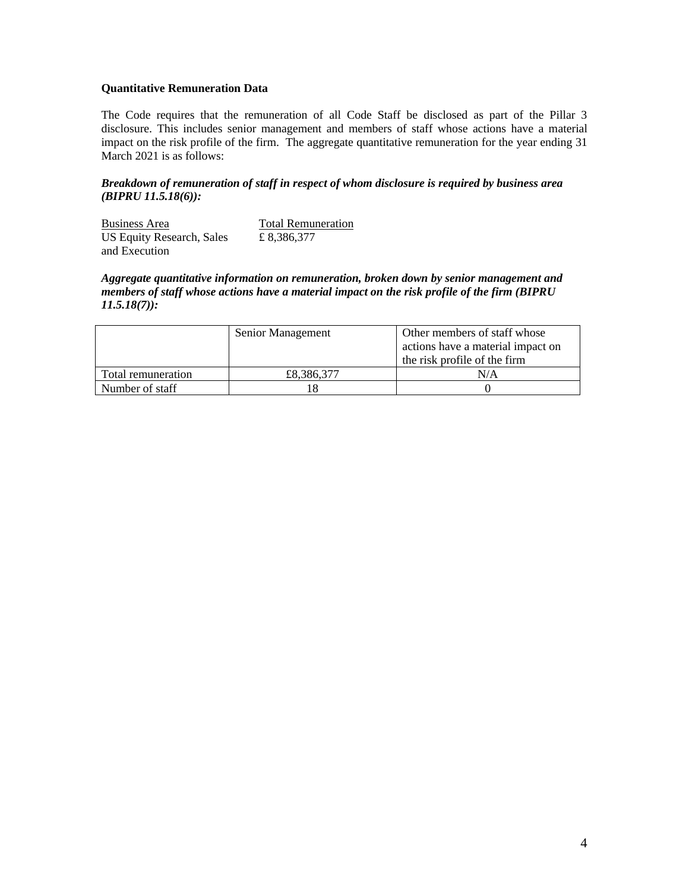**Quantitative Remuneration Data**

The Code requires that the remuneration of all Code Staff be disclosed as part of the Pillar 3 disclosure. This includes senior management and members of staff whose actions have a material impact on the risk profile of the firm. The aggregate quantitative remuneration for the year ending 31 March 2021 is as follows:

***Breakdown of remuneration of staff in respect of whom disclosure is required by business area (BIPRU 11.5.18(6)):***

| Business Area | Total Remuneration |
|---|---|
| US Equity Research, Sales and Execution | £ 8,386,377 |

***Aggregate quantitative information on remuneration, broken down by senior management and members of staff whose actions have a material impact on the risk profile of the firm (BIPRU 11.5.18(7)):***

| | Senior Management | Other members of staff whose actions have a material impact on the risk profile of the firm |
|---|---|---|
| Total remuneration | £8,386,377 | N/A |
| Number of staff | 18 | 0 |